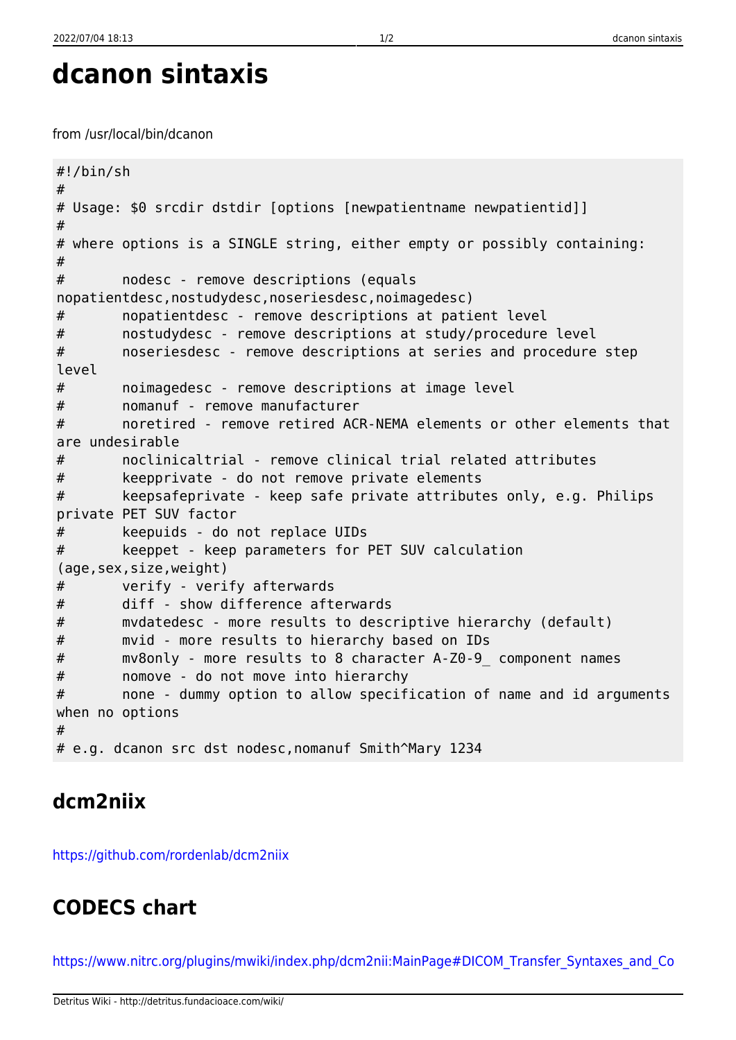# dcanon sintaxis

from /usr/local/bin/dcanon

```
#!/bin/sh
#
# Usage: $0 srcdir dstdir [options [newpatientname newpatientid]]
#
# where options is a SINGLE string, either empty or possibly containing:
#
#       nodesc - remove descriptions (equals nopatientdesc,nostudydesc,noseriesdesc,noimagedesc)
#       nopatientdesc - remove descriptions at patient level
#       nostudydesc - remove descriptions at study/procedure level
#       noseriesdesc - remove descriptions at series and procedure step level
#       noimagedesc - remove descriptions at image level
#       nomanuf - remove manufacturer
#       noretired - remove retired ACR-NEMA elements or other elements that are undesirable
#       noclinicaltrial - remove clinical trial related attributes
#       keepprivate - do not remove private elements
#       keepsafeprivate - keep safe private attributes only, e.g. Philips private PET SUV factor
#       keepuids - do not replace UIDs
#       keeppet - keep parameters for PET SUV calculation (age,sex,size,weight)
#       verify - verify afterwards
#       diff - show difference afterwards
#       mvdatedesc - more results to descriptive hierarchy (default)
#       mvid - more results to hierarchy based on IDs
#       mv8only - more results to 8 character A-Z0-9_ component names
#       nomove - do not move into hierarchy
#       none - dummy option to allow specification of name and id arguments when no options
#
# e.g. dcanon src dst nodesc,nomanuf Smith^Mary 1234
```

## dcm2niix

https://github.com/rordenlab/dcm2niix

## CODECS chart

https://www.nitrc.org/plugins/mwiki/index.php/dcm2nii:MainPage#DICOM_Transfer_Syntaxes_and_Co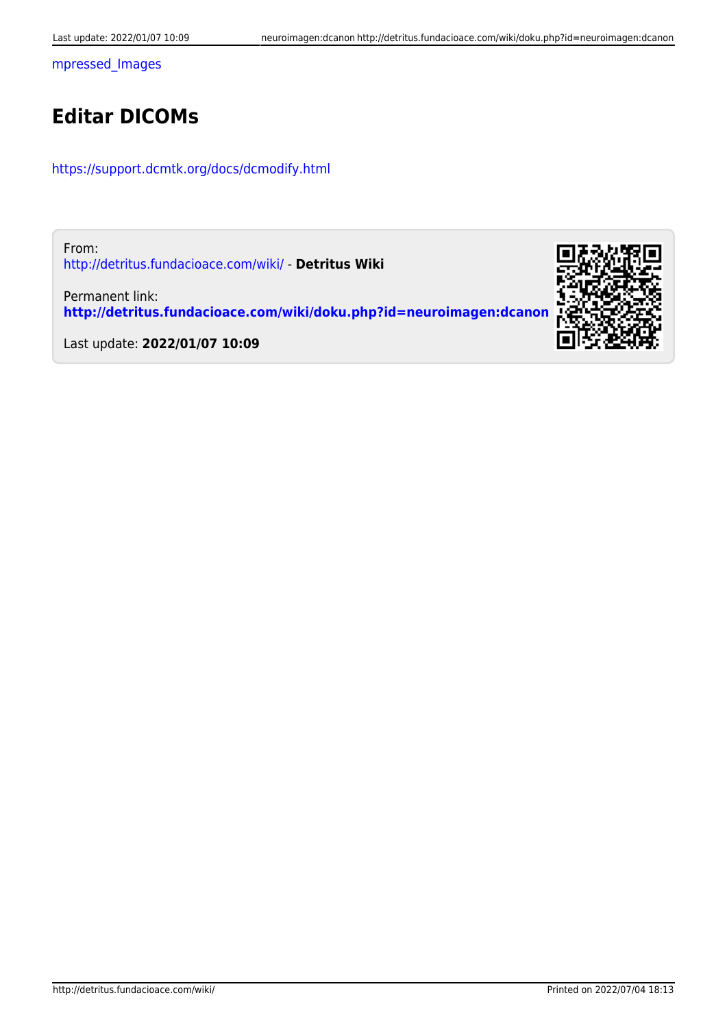mpressed_Images

## Editar DICOMs

https://support.dcmtk.org/docs/dcmodify.html

From:
http://detritus.fundacioace.com/wiki/ - **Detritus Wiki**

Permanent link:
**http://detritus.fundacioace.com/wiki/doku.php?id=neuroimagen:dcanon**

Last update: **2022/01/07 10:09**